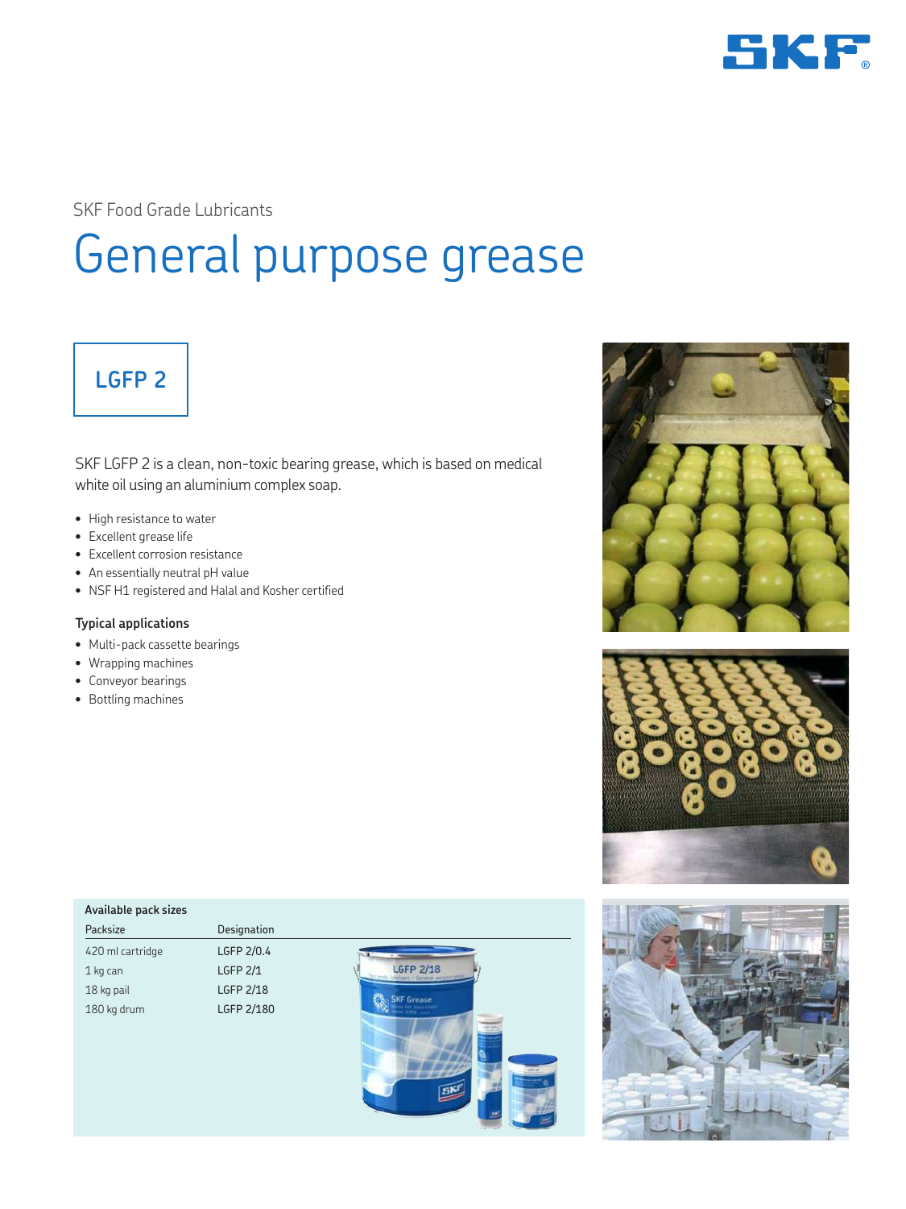SKF Food Grade Lubricants

# General purpose grease

## LGFP 2

SKF LGFP 2 is a clean, non-toxic bearing grease, which is based on medical white oil using an aluminium complex soap.

- High resistance to water
- Excellent grease life
- Excellent corrosion resistance
- An essentially neutral pH value
- NSF H1 registered and Halal and Kosher certified

### Typical applications

- Multi-pack cassette bearings
- Wrapping machines
- Conveyor bearings
- Bottling machines

**Available pack sizes**

| Packsize | Designation |
|---|---|
| 420 ml cartridge | LGFP 2/0.4 |
| 1 kg can | LGFP 2/1 |
| 18 kg pail | LGFP 2/18 |
| 180 kg drum | LGFP 2/180 |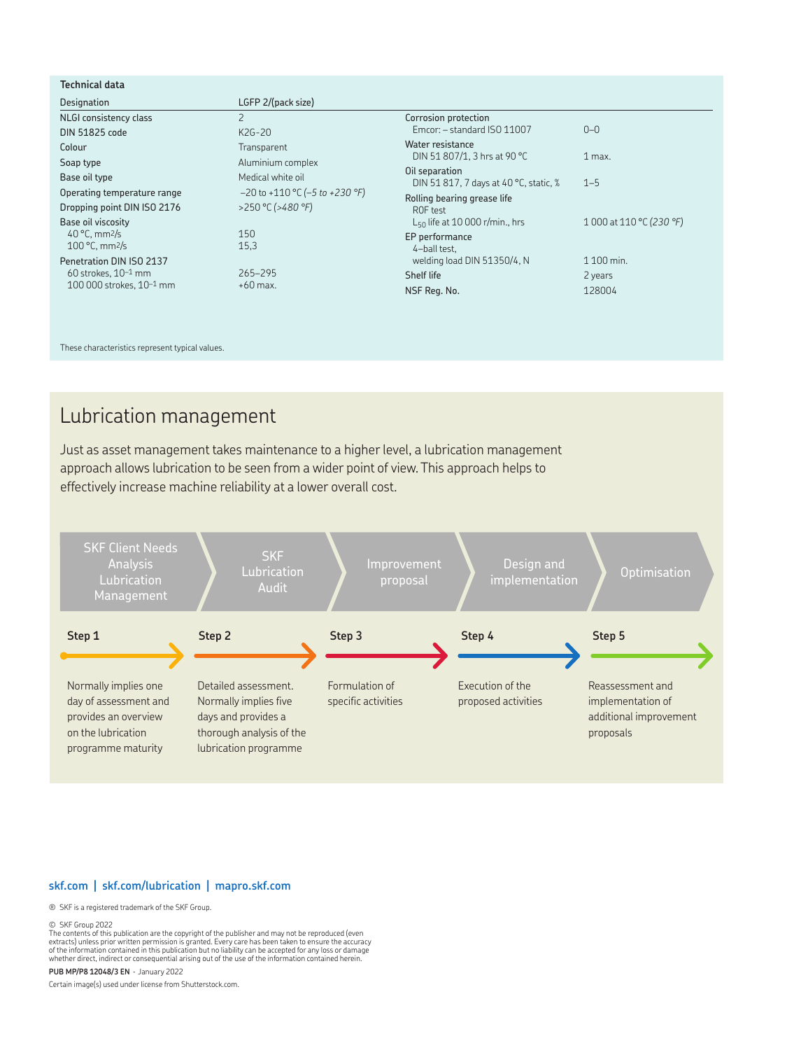**Technical data**

| Designation | LGFP 2/(pack size) | | |
|---|---|---|---|
| NLGI consistency class | 2 | Corrosion protection<br>Emcor: – standard ISO 11007 | 0–0 |
| DIN 51825 code | K2G-20 | Water resistance<br>DIN 51 807/1, 3 hrs at 90 °C | 1 max. |
| Colour | Transparent | Oil separation<br>DIN 51 817, 7 days at 40 °C, static, % | 1–5 |
| Soap type | Aluminium complex | Rolling bearing grease life<br>ROF test<br>$L_{50}$ life at 10 000 r/min., hrs | 1 000 at 110 °C *(230 °F)* |
| Base oil type | Medical white oil | EP performance<br>4–ball test,<br>welding load DIN 51350/4, N | 1 100 min. |
| Operating temperature range | –20 to +110 °C *(–5 to +230 °F)* | Shelf life | 2 years |
| Dropping point DIN ISO 2176 | >250 °C *(>480 °F)* | NSF Reg. No. | 128004 |
| Base oil viscosity<br>40 °C, mm²/s<br>100 °C, mm²/s | <br>150<br>15,3 | | |
| Penetration DIN ISO 2137<br>60 strokes, $10^{-1}$ mm<br>100 000 strokes, $10^{-1}$ mm | <br>265–295<br>+60 max. | | |

These characteristics represent typical values.

# Lubrication management

Just as asset management takes maintenance to a higher level, a lubrication management approach allows lubrication to be seen from a wider point of view. This approach helps to effectively increase machine reliability at a lower overall cost.

SKF Client Needs Analysis Lubrication Management

SKF Lubrication Audit

Improvement proposal

Design and implementation

Optimisation

**Step 1**

Normally implies one day of assessment and provides an overview on the lubrication programme maturity

**Step 2**

Detailed assessment. Normally implies five days and provides a thorough analysis of the lubrication programme

**Step 3**

Formulation of specific activities

**Step 4**

Execution of the proposed activities

**Step 5**

Reassessment and implementation of additional improvement proposals

**skf.com | skf.com/lubrication | mapro.skf.com**

® SKF is a registered trademark of the SKF Group.

© SKF Group 2022
The contents of this publication are the copyright of the publisher and may not be reproduced (even extracts) unless prior written permission is granted. Every care has been taken to ensure the accuracy of the information contained in this publication but no liability can be accepted for any loss or damage whether direct, indirect or consequential arising out of the use of the information contained herein.

**PUB MP/P8 12048/3 EN** · January 2022

Certain image(s) used under license from Shutterstock.com.